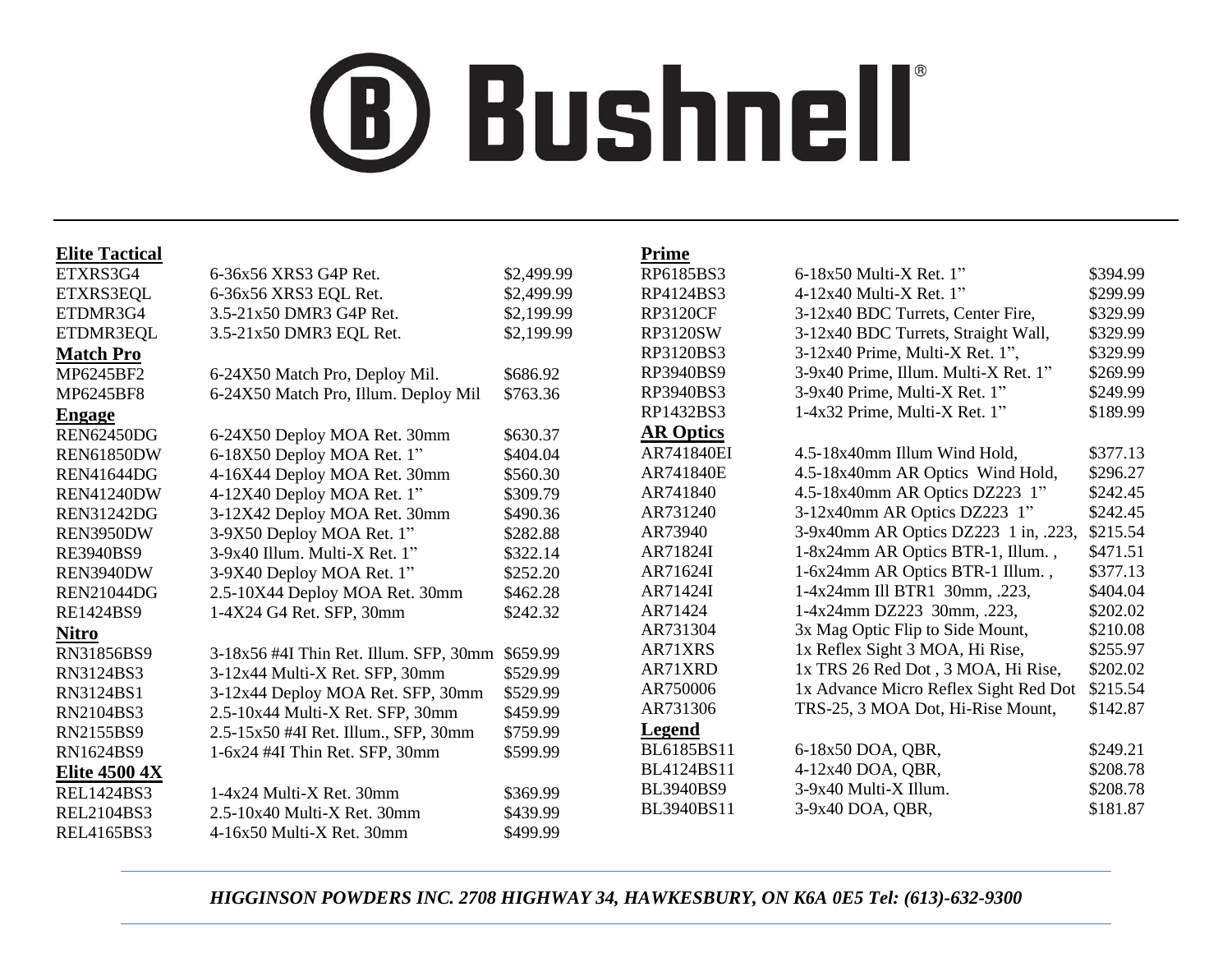# Bushnell®

## Elite Tactical

| Model | Description | Price |
|---|---|---|
| ETXRS3G4 | 6-36x56 XRS3 G4P Ret. | $2,499.99 |
| ETXRS3EQL | 6-36x56 XRS3 EQL Ret. | $2,499.99 |
| ETDMR3G4 | 3.5-21x50 DMR3 G4P Ret. | $2,199.99 |
| ETDMR3EQL | 3.5-21x50 DMR3 EQL Ret. | $2,199.99 |

## Match Pro

| Model | Description | Price |
|---|---|---|
| MP6245BF2 | 6-24X50 Match Pro, Deploy Mil. | $686.92 |
| MP6245BF8 | 6-24X50 Match Pro, Illum. Deploy Mil | $763.36 |

## Engage

| Model | Description | Price |
|---|---|---|
| REN62450DG | 6-24X50 Deploy MOA Ret. 30mm | $630.37 |
| REN61850DW | 6-18X50 Deploy MOA Ret. 1" | $404.04 |
| REN41644DG | 4-16X44 Deploy MOA Ret. 30mm | $560.30 |
| REN41240DW | 4-12X40 Deploy MOA Ret. 1" | $309.79 |
| REN31242DG | 3-12X42 Deploy MOA Ret. 30mm | $490.36 |
| REN3950DW | 3-9X50 Deploy MOA Ret. 1" | $282.88 |
| RE3940BS9 | 3-9x40 Illum. Multi-X Ret. 1" | $322.14 |
| REN3940DW | 3-9X40 Deploy MOA Ret. 1" | $252.20 |
| REN21044DG | 2.5-10X44 Deploy MOA Ret. 30mm | $462.28 |
| RE1424BS9 | 1-4X24 G4 Ret. SFP, 30mm | $242.32 |

## Nitro

| Model | Description | Price |
|---|---|---|
| RN31856BS9 | 3-18x56 #4I Thin Ret. Illum. SFP, 30mm | $659.99 |
| RN3124BS3 | 3-12x44 Multi-X Ret. SFP, 30mm | $529.99 |
| RN3124BS1 | 3-12x44 Deploy MOA Ret. SFP, 30mm | $529.99 |
| RN2104BS3 | 2.5-10x44 Multi-X Ret. SFP, 30mm | $459.99 |
| RN2155BS9 | 2.5-15x50 #4I Ret. Illum., SFP, 30mm | $759.99 |
| RN1624BS9 | 1-6x24 #4I Thin Ret. SFP, 30mm | $599.99 |

## Elite 4500 4X

| Model | Description | Price |
|---|---|---|
| REL1424BS3 | 1-4x24 Multi-X Ret. 30mm | $369.99 |
| REL2104BS3 | 2.5-10x40 Multi-X Ret. 30mm | $439.99 |
| REL4165BS3 | 4-16x50 Multi-X Ret. 30mm | $499.99 |

## Prime

| Model | Description | Price |
|---|---|---|
| RP6185BS3 | 6-18x50 Multi-X Ret. 1" | $394.99 |
| RP4124BS3 | 4-12x40 Multi-X Ret. 1" | $299.99 |
| RP3120CF | 3-12x40 BDC Turrets, Center Fire, | $329.99 |
| RP3120SW | 3-12x40 BDC Turrets, Straight Wall, | $329.99 |
| RP3120BS3 | 3-12x40 Prime, Multi-X Ret. 1", | $329.99 |
| RP3940BS9 | 3-9x40 Prime, Illum. Multi-X Ret. 1" | $269.99 |
| RP3940BS3 | 3-9x40 Prime, Multi-X Ret. 1" | $249.99 |
| RP1432BS3 | 1-4x32 Prime, Multi-X Ret. 1" | $189.99 |

## AR Optics

| Model | Description | Price |
|---|---|---|
| AR741840EI | 4.5-18x40mm Illum Wind Hold, | $377.13 |
| AR741840E | 4.5-18x40mm AR Optics Wind Hold, | $296.27 |
| AR741840 | 4.5-18x40mm AR Optics DZ223 1" | $242.45 |
| AR731240 | 3-12x40mm AR Optics DZ223 1" | $242.45 |
| AR73940 | 3-9x40mm AR Optics DZ223 1 in, .223, | $215.54 |
| AR71824I | 1-8x24mm AR Optics BTR-1, Illum. , | $471.51 |
| AR71624I | 1-6x24mm AR Optics BTR-1 Illum. , | $377.13 |
| AR71424I | 1-4x24mm Ill BTR1 30mm, .223, | $404.04 |
| AR71424 | 1-4x24mm DZ223 30mm, .223, | $202.02 |
| AR731304 | 3x Mag Optic Flip to Side Mount, | $210.08 |
| AR71XRS | 1x Reflex Sight 3 MOA, Hi Rise, | $255.97 |
| AR71XRD | 1x TRS 26 Red Dot , 3 MOA, Hi Rise, | $202.02 |
| AR750006 | 1x Advance Micro Reflex Sight Red Dot | $215.54 |
| AR731306 | TRS-25, 3 MOA Dot, Hi-Rise Mount, | $142.87 |

## Legend

| Model | Description | Price |
|---|---|---|
| BL6185BS11 | 6-18x50 DOA, QBR, | $249.21 |
| BL4124BS11 | 4-12x40 DOA, QBR, | $208.78 |
| BL3940BS9 | 3-9x40 Multi-X Illum. | $208.78 |
| BL3940BS11 | 3-9x40 DOA, QBR, | $181.87 |

*HIGGINSON POWDERS INC. 2708 HIGHWAY 34, HAWKESBURY, ON K6A 0E5 Tel: (613)-632-9300*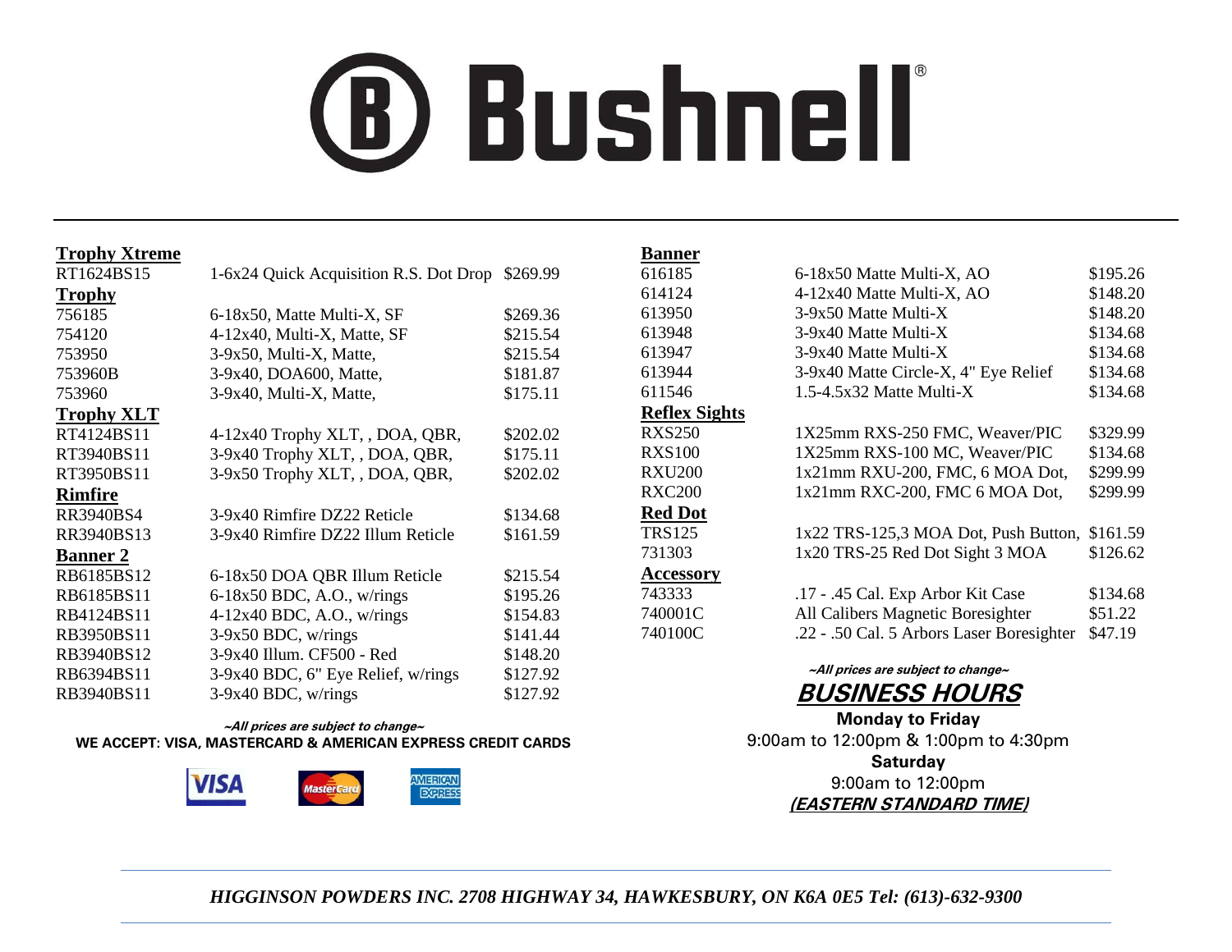# Bushnell

## Trophy Xtreme

| | | |
|---|---|---|
| RT1624BS15 | 1-6x24 Quick Acquisition R.S. Dot Drop | $269.99 |

## Trophy

| | | |
|---|---|---|
| 756185 | 6-18x50, Matte Multi-X, SF | $269.36 |
| 754120 | 4-12x40, Multi-X, Matte, SF | $215.54 |
| 753950 | 3-9x50, Multi-X, Matte, | $215.54 |
| 753960B | 3-9x40, DOA600, Matte, | $181.87 |
| 753960 | 3-9x40, Multi-X, Matte, | $175.11 |

## Trophy XLT

| | | |
|---|---|---|
| RT4124BS11 | 4-12x40 Trophy XLT, , DOA, QBR, | $202.02 |
| RT3940BS11 | 3-9x40 Trophy XLT, , DOA, QBR, | $175.11 |
| RT3950BS11 | 3-9x50 Trophy XLT, , DOA, QBR, | $202.02 |

## Rimfire

| | | |
|---|---|---|
| RR3940BS4 | 3-9x40 Rimfire DZ22 Reticle | $134.68 |
| RR3940BS13 | 3-9x40 Rimfire DZ22 Illum Reticle | $161.59 |

## Banner 2

| | | |
|---|---|---|
| RB6185BS12 | 6-18x50 DOA QBR Illum Reticle | $215.54 |
| RB6185BS11 | 6-18x50 BDC, A.O., w/rings | $195.26 |
| RB4124BS11 | 4-12x40 BDC, A.O., w/rings | $154.83 |
| RB3950BS11 | 3-9x50 BDC, w/rings | $141.44 |
| RB3940BS12 | 3-9x40 Illum. CF500 - Red | $148.20 |
| RB6394BS11 | 3-9x40 BDC, 6" Eye Relief, w/rings | $127.92 |
| RB3940BS11 | 3-9x40 BDC, w/rings | $127.92 |

***~All prices are subject to change~***

**WE ACCEPT: VISA, MASTERCARD & AMERICAN EXPRESS CREDIT CARDS**

## Banner

| | | |
|---|---|---|
| 616185 | 6-18x50 Matte Multi-X, AO | $195.26 |
| 614124 | 4-12x40 Matte Multi-X, AO | $148.20 |
| 613950 | 3-9x50 Matte Multi-X | $148.20 |
| 613948 | 3-9x40 Matte Multi-X | $134.68 |
| 613947 | 3-9x40 Matte Multi-X | $134.68 |
| 613944 | 3-9x40 Matte Circle-X, 4" Eye Relief | $134.68 |
| 611546 | 1.5-4.5x32 Matte Multi-X | $134.68 |

## Reflex Sights

| | | |
|---|---|---|
| RXS250 | 1X25mm RXS-250 FMC, Weaver/PIC | $329.99 |
| RXS100 | 1X25mm RXS-100 MC, Weaver/PIC | $134.68 |
| RXU200 | 1x21mm RXU-200, FMC, 6 MOA Dot, | $299.99 |
| RXC200 | 1x21mm RXC-200, FMC 6 MOA Dot, | $299.99 |

## Red Dot

| | | |
|---|---|---|
| TRS125 | 1x22 TRS-125,3 MOA Dot, Push Button, | $161.59 |
| 731303 | 1x20 TRS-25 Red Dot Sight 3 MOA | $126.62 |

## Accessory

| | | |
|---|---|---|
| 743333 | .17 - .45 Cal. Exp Arbor Kit Case | $134.68 |
| 740001C | All Calibers Magnetic Boresighter | $51.22 |
| 740100C | .22 - .50 Cal. 5 Arbors Laser Boresighter | $47.19 |

***~All prices are subject to change~***

## *BUSINESS HOURS*

**Monday to Friday**
9:00am to 12:00pm & 1:00pm to 4:30pm
**Saturday**
9:00am to 12:00pm
***(EASTERN STANDARD TIME)***

*HIGGINSON POWDERS INC. 2708 HIGHWAY 34, HAWKESBURY, ON K6A 0E5 Tel: (613)-632-9300*